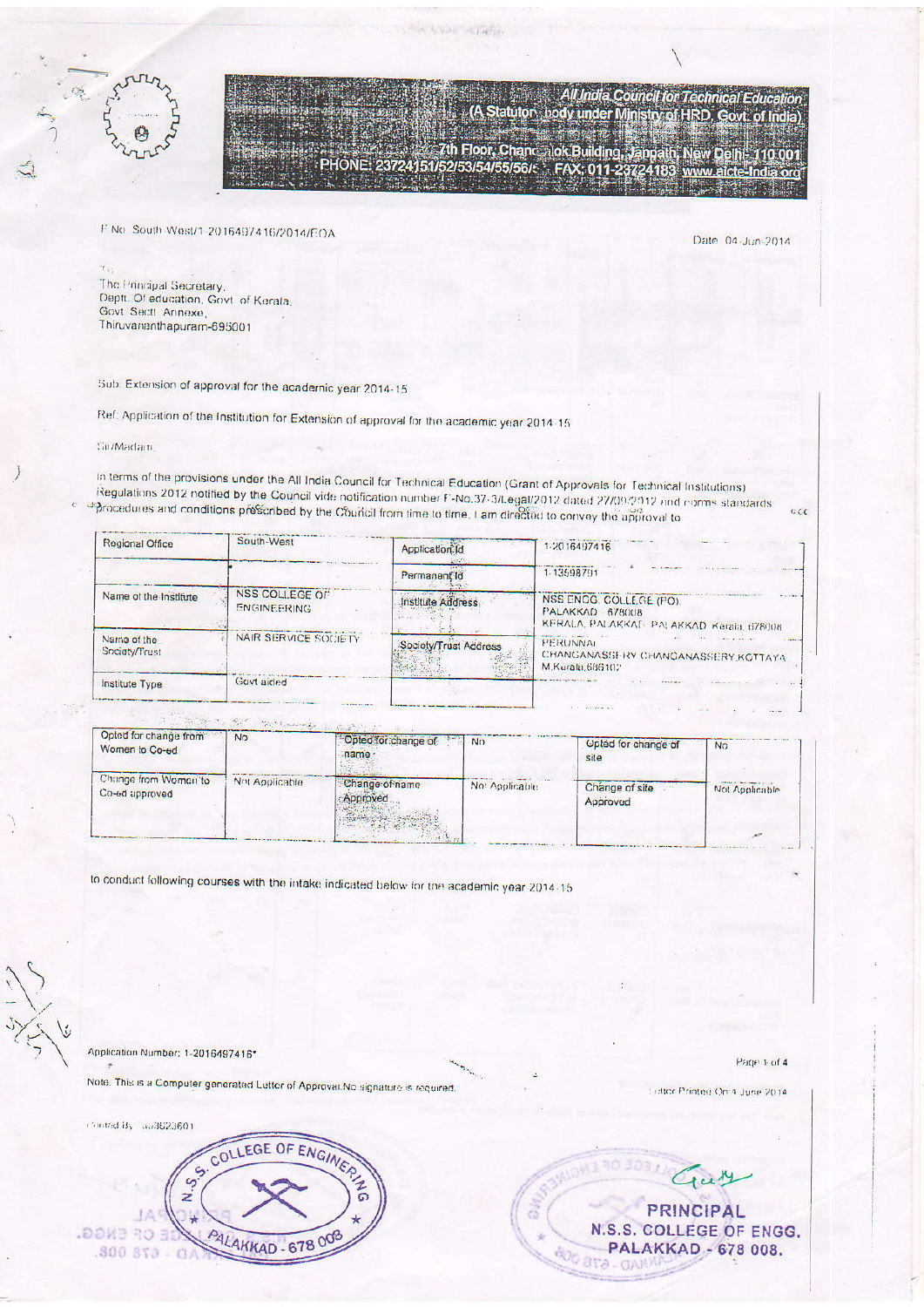**All India Council for Technical Education**
(A Statutory body under Ministry of HRD, Govt. of India)

7th Floor, Chandralok Building, Janpath, New Delhi- 110 001
PHONE: 23724151/52/53/54/55/56/5 FAX: 011-23724183 www.aicte-India.org

F.No. South West/1-2016497416/2014/EOA

Date: 04-Jun-2014

To,
The Principal Secretary,
Deptt. Of education, Govt. of Kerala,
Govt. Sectt. Annexe,
Thiruvananthapuram-695001

Sub: Extension of approval for the academic year 2014-15

Ref: Application of the Institution for Extension of approval for the academic year 2014-15

Sir/Madam,

In terms of the provisions under the All India Council for Technical Education (Grant of Approvals for Technical Institutions) Regulations 2012 notified by the Council vide notification number F-No.37-3/Legal/2012 dated 27/09/2012 and norms standards procedures and conditions prescribed by the Council from time to time, I am directed to convey the approval to

| Regional Office | South-West | Application Id | 1-2016497416 |
|---|---|---|---|
| | | Permanent Id | 1-13598791 |
| Name of the Institute | NSS COLLEGE OF ENGINEERING | Institute Address | NSS ENGG. COLLEGE (PO), PALAKKAD - 678008 KERALA, PALAKKAD, PALAKKAD, Kerala, 678008 |
| Name of the Society/Trust | NAIR SERVICE SOCIETY | Society/Trust Address | PERUNNAI CHANGANASSERY CHANGANASSERY KOTTAYAM,Kerala,686102 |
| Institute Type | Govt aided | | |

| Opted for change from Women to Co-ed | No | Opted for change of name | No | Opted for change of site | No |
|---|---|---|---|---|---|
| Change from Women to Co-ed approved | Not Applicable | Change of name Approved | Not Applicable | Change of site Approved | Not Applicable |

to conduct following courses with the intake indicated below for the academic year 2014-15

Application Number: 1-2016497416*

Note: This is a Computer generated Letter of Approval.No signature is required.

Letter Printed On:4 June 2014

Printed By : ae3623601

PRINCIPAL
N.S.S. COLLEGE OF ENGG.
PALAKKAD - 678 008.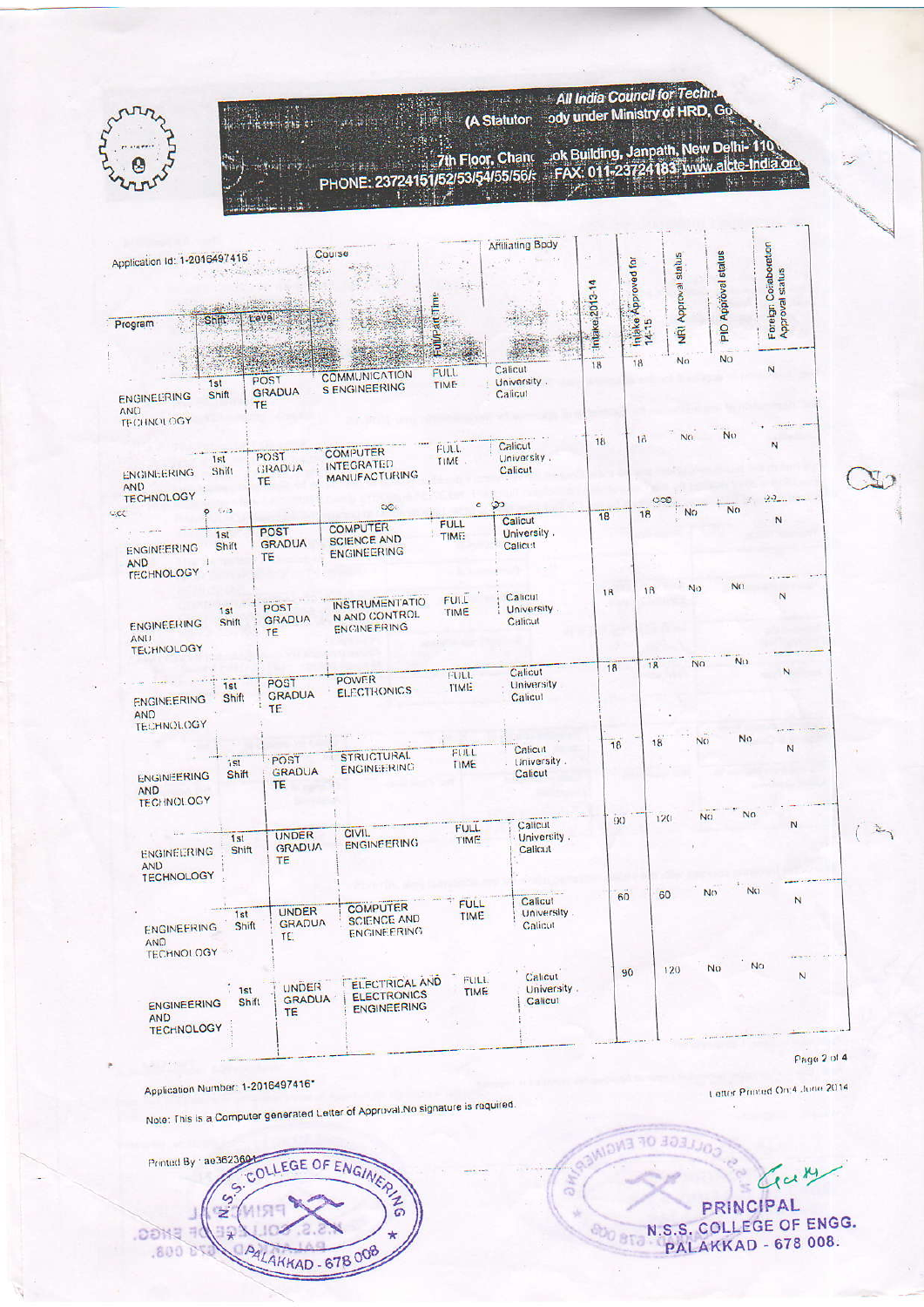**All India Council for Techn...**
(A Statutor... ody under Ministry of HRD, Go...
7th Floor, Chanc...ok Building, Janpath, New Delhi- 110...
PHONE: 23724151/52/53/54/55/56/... FAX: 011-23724183 www.aicte-India.org

| Application Id: 1-2016497416 Program | Shift | Level | Course | Full/Part Time | Affiliating Body | Intake 2013-14 | Intake Approved for 14-15 | NRI Approval status | PIO Approval status | Foreign Collaboration Approval status |
|---|---|---|---|---|---|---|---|---|---|---|
| ENGINEERING AND TECHNOLOGY | 1st Shift | POST GRADUATE | COMMUNICATIONS ENGINEERING | FULL TIME | Calicut University, Calicut | 18 | 18 | No | No | N |
| ENGINEERING AND TECHNOLOGY | 1st Shift | POST GRADUATE | COMPUTER INTEGRATED MANUFACTURING | FULL TIME | Calicut University, Calicut | 18 | 18 | No | No | N |
| ENGINEERING AND TECHNOLOGY | 1st Shift | POST GRADUATE | COMPUTER SCIENCE AND ENGINEERING | FULL TIME | Calicut University, Calicut | 18 | 18 | No | No | N |
| ENGINEERING AND TECHNOLOGY | 1st Shift | POST GRADUATE | INSTRUMENTATION AND CONTROL ENGINEERING | FULL TIME | Calicut University, Calicut | 18 | 18 | No | No | N |
| ENGINEERING AND TECHNOLOGY | 1st Shift | POST GRADUATE | POWER ELECTRONICS | FULL TIME | Calicut University, Calicut | 18 | 18 | No | No | N |
| ENGINEERING AND TECHNOLOGY | 1st Shift | POST GRADUATE | STRUCTURAL ENGINEERING | FULL TIME | Calicut University, Calicut | 18 | 18 | No | No | N |
| ENGINEERING AND TECHNOLOGY | 1st Shift | UNDER GRADUATE | CIVIL ENGINEERING | FULL TIME | Calicut University, Calicut | 90 | 120 | No | No | N |
| ENGINEERING AND TECHNOLOGY | 1st Shift | UNDER GRADUATE | COMPUTER SCIENCE AND ENGINEERING | FULL TIME | Calicut University, Calicut | 60 | 60 | No | No | N |
| ENGINEERING AND TECHNOLOGY | 1st Shift | UNDER GRADUATE | ELECTRICAL AND ELECTRONICS ENGINEERING | FULL TIME | Calicut University, Calicut | 90 | 120 | No | No | N |

Application Number: 1-2016497416*

Letter Printed On:4 June 2014

Note: This is a Computer generated Letter of Approval.No signature is required.

Printed By : ae3623601

N.S.S. COLLEGE OF ENGINEERING PALAKKAD - 678 008

PRINCIPAL
N.S.S. COLLEGE OF ENGG.
PALAKKAD - 678 008.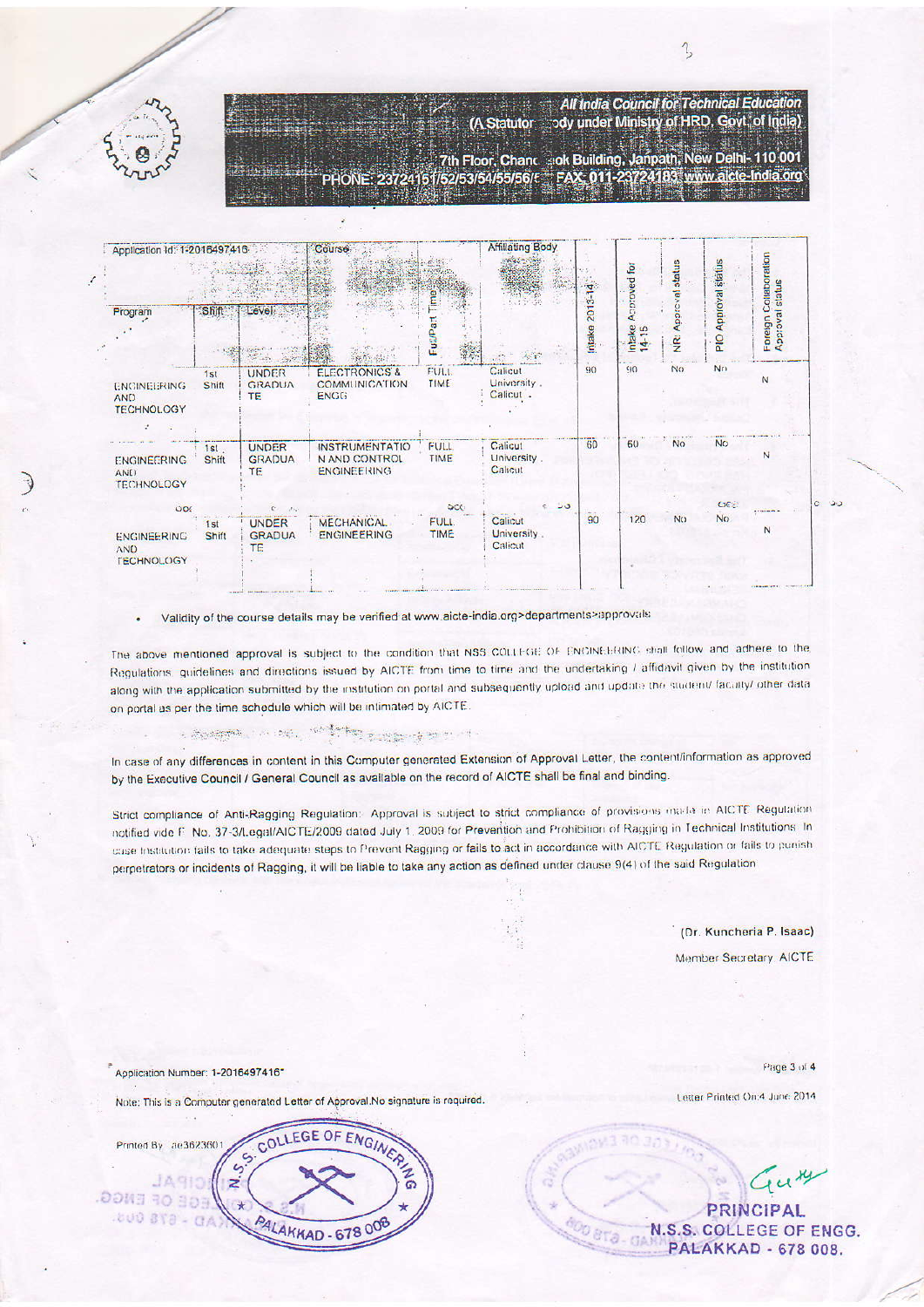**All India Council for Technical Education**
(A Statutory Body under Ministry of HRD, Govt. of India)
7th Floor, Chandralok Building, Janpath, New Delhi- 110 001
PHONE: 23724151/52/53/54/55/56/57 FAX: 011-23724183 www.aicte-India.org

| Application Id: 1-2016497416 | | | Course | | Affiliating Body | | | | | |
|---|---|---|---|---|---|---|---|---|---|---|
| Program | Shift | Level | | Full/Part Time | | Intake 2013-14 | Intake Approved for 14-15 | NRI Approval status | PIO Approval status | Foreign Collaboration Approval status |
| ENGINEERING AND TECHNOLOGY | 1st Shift | UNDER GRADUATE | ELECTRONICS & COMMUNICATION ENGG | FULL TIME | Calicut University, Calicut | 90 | 90 | No | No | N |
| ENGINEERING AND TECHNOLOGY | 1st Shift | UNDER GRADUATE | INSTRUMENTATION AND CONTROL ENGINEERING | FULL TIME | Calicut University, Calicut | 60 | 60 | No | No | N |
| ENGINEERING AND TECHNOLOGY | 1st Shift | UNDER GRADUATE | MECHANICAL ENGINEERING | FULL TIME | Calicut University, Calicut | 90 | 120 | No | No | N |

- Validity of the course details may be verified at www.aicte-india.org>departments>approvals

The above mentioned approval is subject to the condition that NSS COLLEGE OF ENGINEERING shall follow and adhere to the Regulations, guidelines and directions issued by AICTE from time to time and the undertaking / affidavit given by the institution along with the application submitted by the institution on portal and subsequently upload and update the student/ faculty/ other data on portal as per the time schedule which will be intimated by AICTE.

In case of any differences in content in this Computer generated Extension of Approval Letter, the content/information as approved by the Executive Council / General Council as available on the record of AICTE shall be final and binding.

Strict compliance of Anti-Ragging Regulation: Approval is subject to strict compliance of provisions made in AICTE Regulation notified vide F. No. 37-3/Legal/AICTE/2009 dated July 1, 2009 for Prevention and Prohibition of Ragging in Technical Institutions. In case Institution fails to take adequate steps to Prevent Ragging or fails to act in accordance with AICTE Regulation or fails to punish perpetrators or incidents of Ragging, it will be liable to take any action as defined under clause 9(4) of the said Regulation.

(Dr. Kuncheria P. Isaac)
Member Secretary, AICTE

Application Number: 1-2016497416

Note: This is a Computer generated Letter of Approval.No signature is required.

Letter Printed On:4 June 2014

Printed By : ae3623601

PRINCIPAL
N.S.S. COLLEGE OF ENGG.
PALAKKAD - 678 008.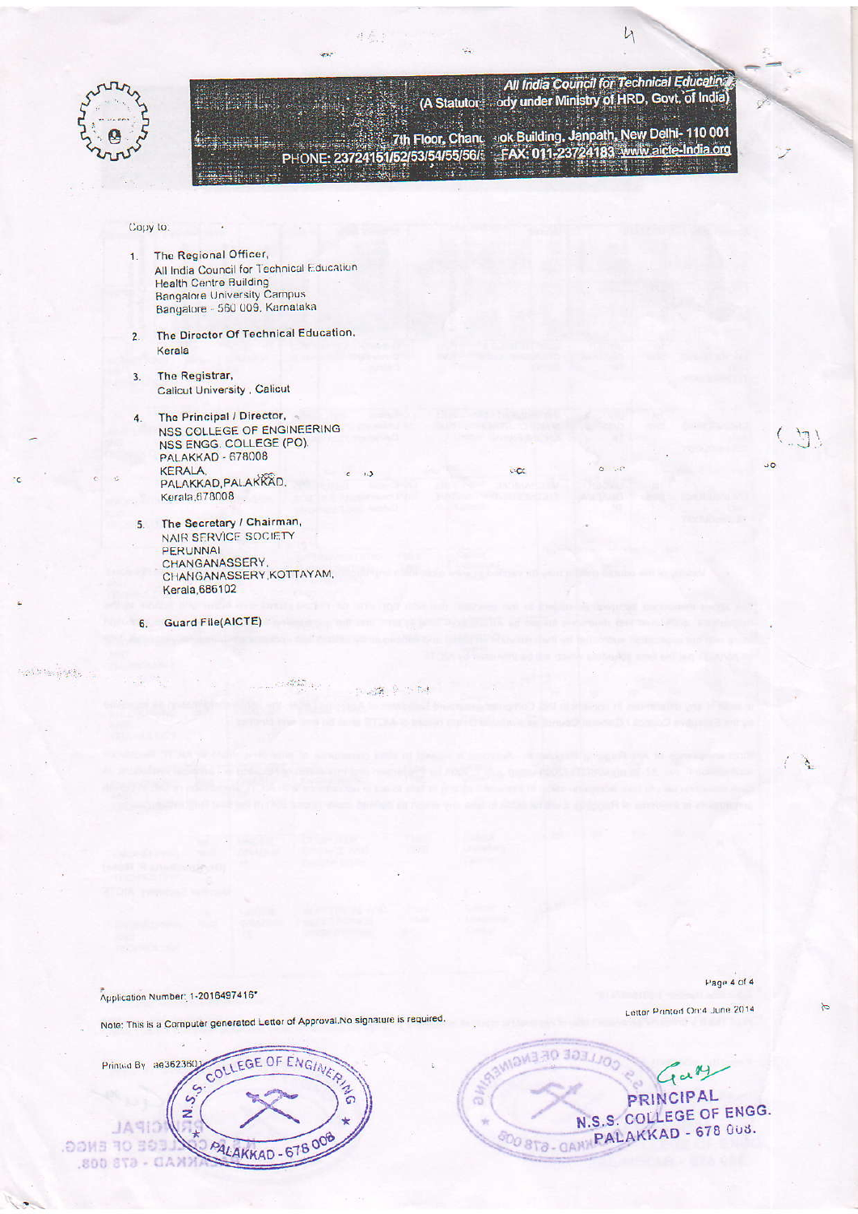All India Council for Technical Education
(A Statutory Body under Ministry of HRD, Govt. of India)

7th Floor, Chandralok Building, Janpath, New Delhi- 110 001
PHONE: 23724151/52/53/54/55/56/57 FAX: 011-23724183 www.aicte-India.org

Copy to:

1. **The Regional Officer,**
   All India Council for Technical Education
   Health Centre Building
   Bangalore University Campus
   Bangalore - 560 009, Karnataka

2. **The Director Of Technical Education,**
   Kerala

3. **The Registrar,**
   Calicut University , Calicut

4. **The Principal / Director,**
   NSS COLLEGE OF ENGINEERING
   NSS ENGG. COLLEGE (PO),
   PALAKKAD - 678008
   KERALA,
   PALAKKAD,PALAKKAD,
   Kerala,678008

5. **The Secretary / Chairman,**
   NAIR SERVICE SOCIETY
   PERUNNAI
   CHANGANASSERY,
   CHANGANASSERY,KOTTAYAM,
   Kerala,686102

6. **Guard File(AICTE)**

Application Number: 1-2016497416*

Letter Printed On:4 June 2014

Note: This is a Computer generated Letter of Approval.No signature is required.

Printed By : ae3623601

PRINCIPAL
N.S.S. COLLEGE OF ENGG.
PALAKKAD - 678 008.